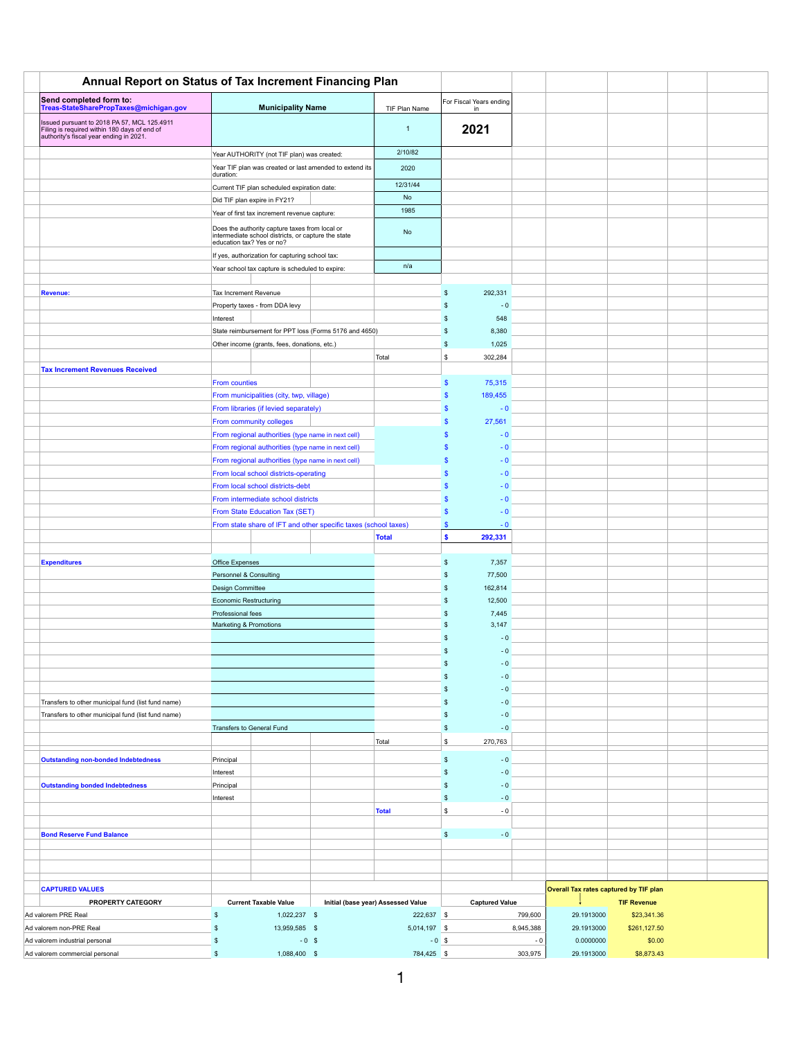# Annual Report on Status of Tax Increment Financing Plan

| Send completed form to: Treas-StateSharePropTaxes@michigan.gov | Municipality Name | TIF Plan Name | For Fiscal Years ending in |
|---|---|---|---|
| Issued pursuant to 2018 PA 57, MCL 125.4911 Filing is required within 180 days of end of authority's fiscal year ending in 2021. | | 1 | **2021** |

| Item | Value |
|---|---|
| Year AUTHORITY (not TIF plan) was created: | 2/10/82 |
| Year TIF plan was created or last amended to extend its duration: | 2020 |
| Current TIF plan scheduled expiration date: | 12/31/44 |
| Did TIF plan expire in FY21? | No |
| Year of first tax increment revenue capture: | 1985 |
| Does the authority capture taxes from local or intermediate school districts, or capture the state education tax? Yes or no? | No |
| If yes, authorization for capturing school tax: | |
| Year school tax capture is scheduled to expire: | n/a |

| Category | Item | | Amount |
|---|---|---|---|
| **Revenue:** | Tax Increment Revenue | | $ 292,331 |
| | Property taxes - from DDA levy | | $ - 0 |
| | Interest | | $ 548 |
| | State reimbursement for PPT loss (Forms 5176 and 4650) | | $ 8,380 |
| | Other income (grants, fees, donations, etc.) | | $ 1,025 |
| | | Total | $ 302,284 |
| **Tax Increment Revenues Received** | | | |
| | From counties | | $ 75,315 |
| | From municipalities (city, twp, village) | | $ 189,455 |
| | From libraries (if levied separately) | | $ - 0 |
| | From community colleges | | $ 27,561 |
| | From regional authorities (type name in next cell) | | $ - 0 |
| | From regional authorities (type name in next cell) | | $ - 0 |
| | From regional authorities (type name in next cell) | | $ - 0 |
| | From local school districts-operating | | $ - 0 |
| | From local school districts-debt | | $ - 0 |
| | From intermediate school districts | | $ - 0 |
| | From State Education Tax (SET) | | $ - 0 |
| | From state share of IFT and other specific taxes (school taxes) | | $ - 0 |
| | | **Total** | **$ 292,331** |
| **Expenditures** | Office Expenses | | $ 7,357 |
| | Personnel & Consulting | | $ 77,500 |
| | Design Committee | | $ 162,814 |
| | Economic Restructuring | | $ 12,500 |
| | Professional fees | | $ 7,445 |
| | Marketing & Promotions | | $ 3,147 |
| | | | $ - 0 |
| | | | $ - 0 |
| | | | $ - 0 |
| | | | $ - 0 |
| | | | $ - 0 |
| Transfers to other municipal fund (list fund name) | | | $ - 0 |
| Transfers to other municipal fund (list fund name) | | | $ - 0 |
| | Transfers to General Fund | | $ - 0 |
| | | Total | $ 270,763 |
| **Outstanding non-bonded Indebtedness** | Principal | | $ - 0 |
| | Interest | | $ - 0 |
| **Outstanding bonded Indebtedness** | Principal | | $ - 0 |
| | Interest | | $ - 0 |
| | | **Total** | $ - 0 |
| **Bond Reserve Fund Balance** | | | $ - 0 |

**CAPTURED VALUES**

| PROPERTY CATEGORY | Current Taxable Value | Initial (base year) Assessed Value | Captured Value | Overall Tax rates captured by TIF plan | TIF Revenue |
|---|---|---|---|---|---|
| Ad valorem PRE Real | $ 1,022,237 | $ 222,637 | $ 799,600 | 29.1913000 | $23,341.36 |
| Ad valorem non-PRE Real | $ 13,959,585 | $ 5,014,197 | $ 8,945,388 | 29.1913000 | $261,127.50 |
| Ad valorem industrial personal | $ - 0 | $ - 0 | $ - 0 | 0.0000000 | $0.00 |
| Ad valorem commercial personal | $ 1,088,400 | $ 784,425 | $ 303,975 | 29.1913000 | $8,873.43 |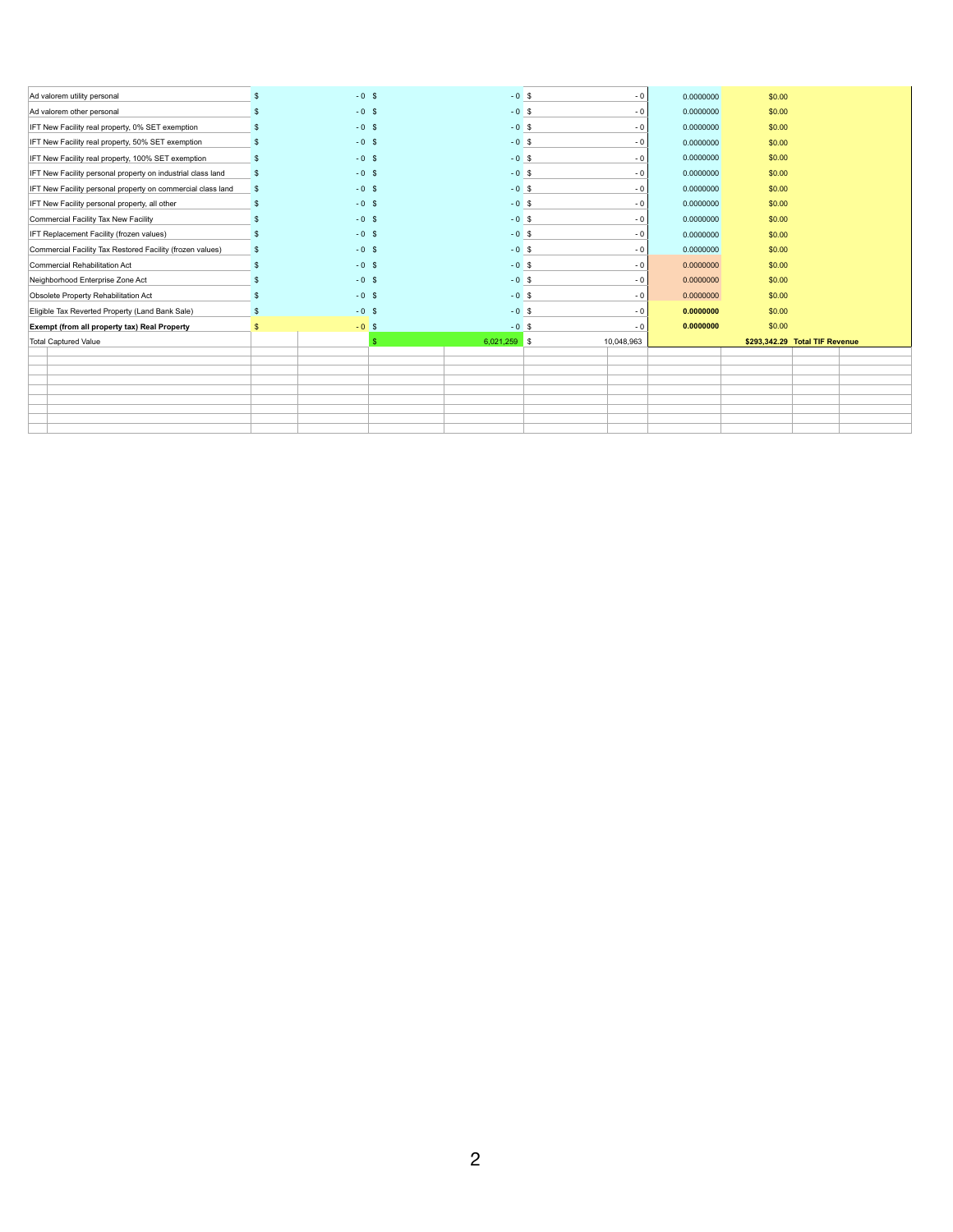| | | | | | |
|---|---|---|---|---|---|
| Ad valorem utility personal | $ - 0 | $ - 0 | $ - 0 | 0.0000000 | $0.00 |
| Ad valorem other personal | $ - 0 | $ - 0 | $ - 0 | 0.0000000 | $0.00 |
| IFT New Facility real property, 0% SET exemption | $ - 0 | $ - 0 | $ - 0 | 0.0000000 | $0.00 |
| IFT New Facility real property, 50% SET exemption | $ - 0 | $ - 0 | $ - 0 | 0.0000000 | $0.00 |
| IFT New Facility real property, 100% SET exemption | $ - 0 | $ - 0 | $ - 0 | 0.0000000 | $0.00 |
| IFT New Facility personal property on industrial class land | $ - 0 | $ - 0 | $ - 0 | 0.0000000 | $0.00 |
| IFT New Facility personal property on commercial class land | $ - 0 | $ - 0 | $ - 0 | 0.0000000 | $0.00 |
| IFT New Facility personal property, all other | $ - 0 | $ - 0 | $ - 0 | 0.0000000 | $0.00 |
| Commercial Facility Tax New Facility | $ - 0 | $ - 0 | $ - 0 | 0.0000000 | $0.00 |
| IFT Replacement Facility (frozen values) | $ - 0 | $ - 0 | $ - 0 | 0.0000000 | $0.00 |
| Commercial Facility Tax Restored Facility (frozen values) | $ - 0 | $ - 0 | $ - 0 | 0.0000000 | $0.00 |
| Commercial Rehabilitation Act | $ - 0 | $ - 0 | $ - 0 | 0.0000000 | $0.00 |
| Neighborhood Enterprise Zone Act | $ - 0 | $ - 0 | $ - 0 | 0.0000000 | $0.00 |
| Obsolete Property Rehabilitation Act | $ - 0 | $ - 0 | $ - 0 | 0.0000000 | $0.00 |
| Eligible Tax Reverted Property (Land Bank Sale) | $ - 0 | $ - 0 | $ - 0 | **0.0000000** | $0.00 |
| **Exempt (from all property tax) Real Property** | $ - 0 | $ - 0 | $ - 0 | **0.0000000** | $0.00 |
| Total Captured Value | | $ 6,021,259 | $ 10,048,963 | | **$293,342.29 Total TIF Revenue** |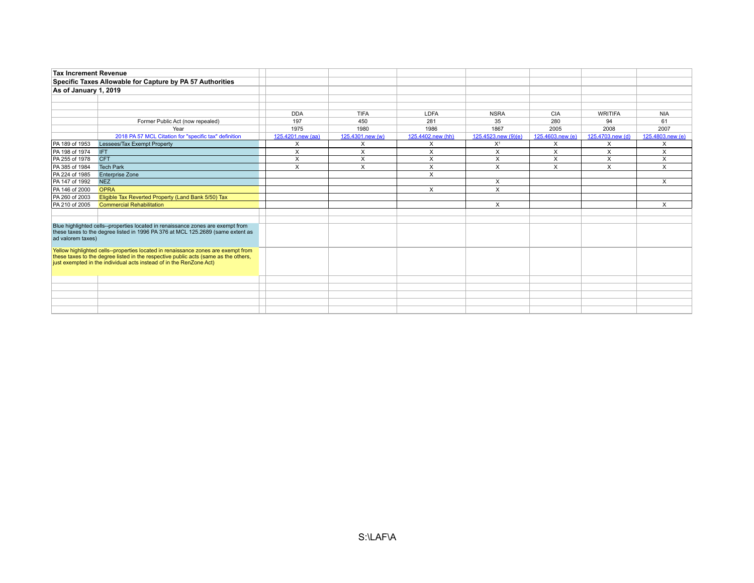**Tax Increment Revenue**

**Specific Taxes Allowable for Capture by PA 57 Authorities**

**As of January 1, 2019**

| | | DDA | TIFA | LDFA | NSRA | CIA | WRITIFA | NIA |
|---|---|---|---|---|---|---|---|---|
| | Former Public Act (now repealed) | 197 | 450 | 281 | 35 | 280 | 94 | 61 |
| | Year | 1975 | 1980 | 1986 | 1867 | 2005 | 2008 | 2007 |
| | 2018 PA 57 MCL Citation for "specific tax" definition | 125.4201.new (aa) | 125.4301.new (w) | 125.4402.new (hh) | 125.4523.new (9)(e) | 125.4603.new (e) | 125.4703.new (d) | 125.4803.new (e) |
| PA 189 of 1953 | Lessees/Tax Exempt Property | X | X | X | X[1] | X | X | X |
| PA 198 of 1974 | IFT | X | X | X | X | X | X | X |
| PA 255 of 1978 | CFT | X | X | X | X | X | X | X |
| PA 385 of 1984 | Tech Park | X | X | X | X | X | X | X |
| PA 224 of 1985 | Enterprise Zone | | | X | | | | |
| PA 147 of 1992 | NEZ | | | | X | | | X |
| PA 146 of 2000 | OPRA | | | X | X | | | |
| PA 260 of 2003 | Eligible Tax Reverted Property (Land Bank 5/50) Tax | | | | | | | |
| PA 210 of 2005 | Commercial Rehabilitation | | | | X | | | X |

Blue highlighted cells--properties located in renaissance zones are exempt from these taxes to the degree listed in 1996 PA 376 at MCL 125.2689 (same extent as ad valorem taxes)

Yellow highlighted cells--properties located in renaissance zones are exempt from these taxes to the degree listed in the respective public acts (same as the others, just exempted in the individual acts instead of in the RenZone Act)

S:\LAF\A